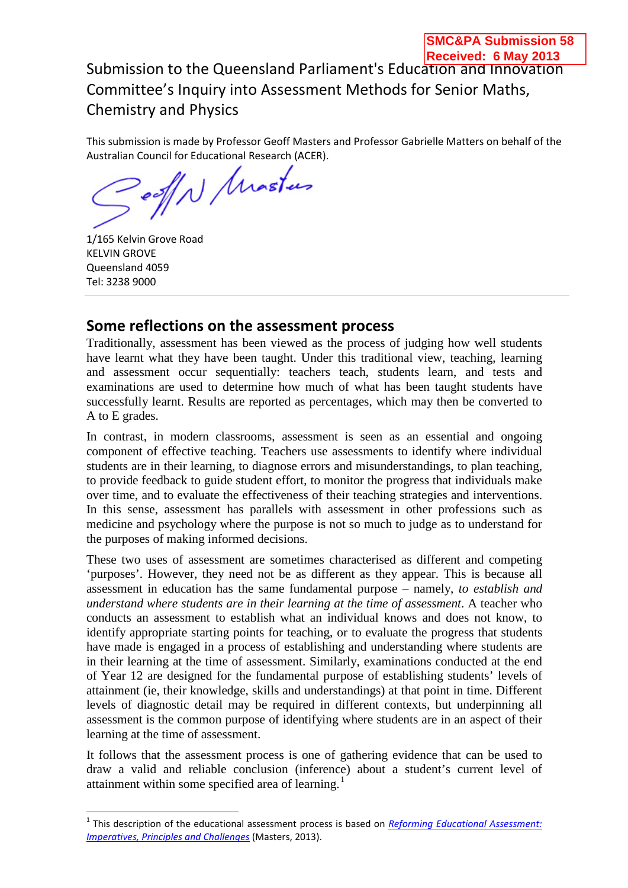SMC&PA Submission 58
Received: 6 May 2013

# Submission to the Queensland Parliament's Education and Innovation Committee's Inquiry into Assessment Methods for Senior Maths, Chemistry and Physics

This submission is made by Professor Geoff Masters and Professor Gabrielle Matters on behalf of the Australian Council for Educational Research (ACER).

1/165 Kelvin Grove Road
KELVIN GROVE
Queensland 4059
Tel: 3238 9000

## Some reflections on the assessment process

Traditionally, assessment has been viewed as the process of judging how well students have learnt what they have been taught. Under this traditional view, teaching, learning and assessment occur sequentially: teachers teach, students learn, and tests and examinations are used to determine how much of what has been taught students have successfully learnt. Results are reported as percentages, which may then be converted to A to E grades.

In contrast, in modern classrooms, assessment is seen as an essential and ongoing component of effective teaching. Teachers use assessments to identify where individual students are in their learning, to diagnose errors and misunderstandings, to plan teaching, to provide feedback to guide student effort, to monitor the progress that individuals make over time, and to evaluate the effectiveness of their teaching strategies and interventions. In this sense, assessment has parallels with assessment in other professions such as medicine and psychology where the purpose is not so much to judge as to understand for the purposes of making informed decisions.

These two uses of assessment are sometimes characterised as different and competing 'purposes'. However, they need not be as different as they appear. This is because all assessment in education has the same fundamental purpose – namely, *to establish and understand where students are in their learning at the time of assessment*. A teacher who conducts an assessment to establish what an individual knows and does not know, to identify appropriate starting points for teaching, or to evaluate the progress that students have made is engaged in a process of establishing and understanding where students are in their learning at the time of assessment. Similarly, examinations conducted at the end of Year 12 are designed for the fundamental purpose of establishing students' levels of attainment (ie, their knowledge, skills and understandings) at that point in time. Different levels of diagnostic detail may be required in different contexts, but underpinning all assessment is the common purpose of identifying where students are in an aspect of their learning at the time of assessment.

It follows that the assessment process is one of gathering evidence that can be used to draw a valid and reliable conclusion (inference) about a student's current level of attainment within some specified area of learning.[1]

---

[1] This description of the educational assessment process is based on *Reforming Educational Assessment: Imperatives, Principles and Challenges* (Masters, 2013).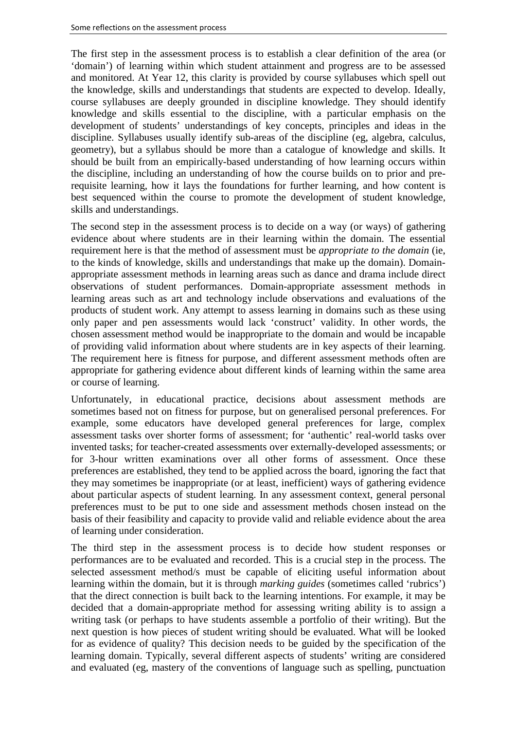The first step in the assessment process is to establish a clear definition of the area (or 'domain') of learning within which student attainment and progress are to be assessed and monitored. At Year 12, this clarity is provided by course syllabuses which spell out the knowledge, skills and understandings that students are expected to develop. Ideally, course syllabuses are deeply grounded in discipline knowledge. They should identify knowledge and skills essential to the discipline, with a particular emphasis on the development of students' understandings of key concepts, principles and ideas in the discipline. Syllabuses usually identify sub-areas of the discipline (eg, algebra, calculus, geometry), but a syllabus should be more than a catalogue of knowledge and skills. It should be built from an empirically-based understanding of how learning occurs within the discipline, including an understanding of how the course builds on to prior and pre-requisite learning, how it lays the foundations for further learning, and how content is best sequenced within the course to promote the development of student knowledge, skills and understandings.

The second step in the assessment process is to decide on a way (or ways) of gathering evidence about where students are in their learning within the domain. The essential requirement here is that the method of assessment must be *appropriate to the domain* (ie, to the kinds of knowledge, skills and understandings that make up the domain). Domain-appropriate assessment methods in learning areas such as dance and drama include direct observations of student performances. Domain-appropriate assessment methods in learning areas such as art and technology include observations and evaluations of the products of student work. Any attempt to assess learning in domains such as these using only paper and pen assessments would lack 'construct' validity. In other words, the chosen assessment method would be inappropriate to the domain and would be incapable of providing valid information about where students are in key aspects of their learning. The requirement here is fitness for purpose, and different assessment methods often are appropriate for gathering evidence about different kinds of learning within the same area or course of learning.

Unfortunately, in educational practice, decisions about assessment methods are sometimes based not on fitness for purpose, but on generalised personal preferences. For example, some educators have developed general preferences for large, complex assessment tasks over shorter forms of assessment; for 'authentic' real-world tasks over invented tasks; for teacher-created assessments over externally-developed assessments; or for 3-hour written examinations over all other forms of assessment. Once these preferences are established, they tend to be applied across the board, ignoring the fact that they may sometimes be inappropriate (or at least, inefficient) ways of gathering evidence about particular aspects of student learning. In any assessment context, general personal preferences must to be put to one side and assessment methods chosen instead on the basis of their feasibility and capacity to provide valid and reliable evidence about the area of learning under consideration.

The third step in the assessment process is to decide how student responses or performances are to be evaluated and recorded. This is a crucial step in the process. The selected assessment method/s must be capable of eliciting useful information about learning within the domain, but it is through *marking guides* (sometimes called 'rubrics') that the direct connection is built back to the learning intentions. For example, it may be decided that a domain-appropriate method for assessing writing ability is to assign a writing task (or perhaps to have students assemble a portfolio of their writing). But the next question is how pieces of student writing should be evaluated. What will be looked for as evidence of quality? This decision needs to be guided by the specification of the learning domain. Typically, several different aspects of students' writing are considered and evaluated (eg, mastery of the conventions of language such as spelling, punctuation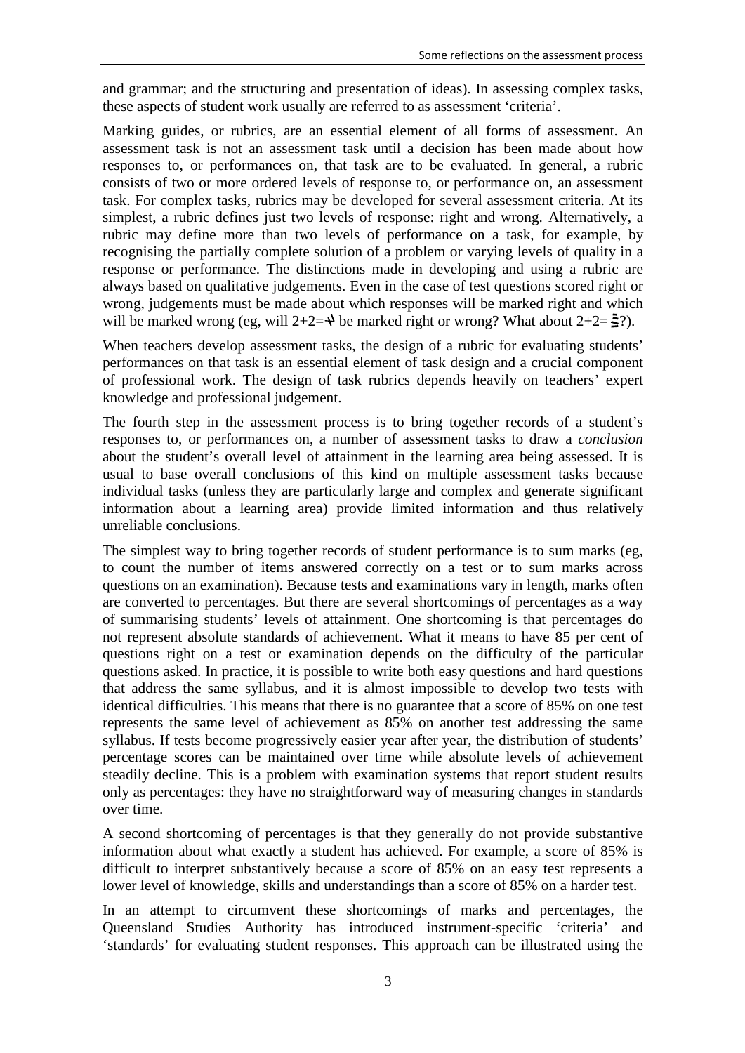and grammar; and the structuring and presentation of ideas). In assessing complex tasks, these aspects of student work usually are referred to as assessment 'criteria'.

Marking guides, or rubrics, are an essential element of all forms of assessment. An assessment task is not an assessment task until a decision has been made about how responses to, or performances on, that task are to be evaluated. In general, a rubric consists of two or more ordered levels of response to, or performance on, an assessment task. For complex tasks, rubrics may be developed for several assessment criteria. At its simplest, a rubric defines just two levels of response: right and wrong. Alternatively, a rubric may define more than two levels of performance on a task, for example, by recognising the partially complete solution of a problem or varying levels of quality in a response or performance. The distinctions made in developing and using a rubric are always based on qualitative judgements. Even in the case of test questions scored right or wrong, judgements must be made about which responses will be marked right and which will be marked wrong (eg, will 2+2=4̸ be marked right or wrong? What about 2+2=Ξ?).

When teachers develop assessment tasks, the design of a rubric for evaluating students' performances on that task is an essential element of task design and a crucial component of professional work. The design of task rubrics depends heavily on teachers' expert knowledge and professional judgement.

The fourth step in the assessment process is to bring together records of a student's responses to, or performances on, a number of assessment tasks to draw a *conclusion* about the student's overall level of attainment in the learning area being assessed. It is usual to base overall conclusions of this kind on multiple assessment tasks because individual tasks (unless they are particularly large and complex and generate significant information about a learning area) provide limited information and thus relatively unreliable conclusions.

The simplest way to bring together records of student performance is to sum marks (eg, to count the number of items answered correctly on a test or to sum marks across questions on an examination). Because tests and examinations vary in length, marks often are converted to percentages. But there are several shortcomings of percentages as a way of summarising students' levels of attainment. One shortcoming is that percentages do not represent absolute standards of achievement. What it means to have 85 per cent of questions right on a test or examination depends on the difficulty of the particular questions asked. In practice, it is possible to write both easy questions and hard questions that address the same syllabus, and it is almost impossible to develop two tests with identical difficulties. This means that there is no guarantee that a score of 85% on one test represents the same level of achievement as 85% on another test addressing the same syllabus. If tests become progressively easier year after year, the distribution of students' percentage scores can be maintained over time while absolute levels of achievement steadily decline. This is a problem with examination systems that report student results only as percentages: they have no straightforward way of measuring changes in standards over time.

A second shortcoming of percentages is that they generally do not provide substantive information about what exactly a student has achieved. For example, a score of 85% is difficult to interpret substantively because a score of 85% on an easy test represents a lower level of knowledge, skills and understandings than a score of 85% on a harder test.

In an attempt to circumvent these shortcomings of marks and percentages, the Queensland Studies Authority has introduced instrument-specific 'criteria' and 'standards' for evaluating student responses. This approach can be illustrated using the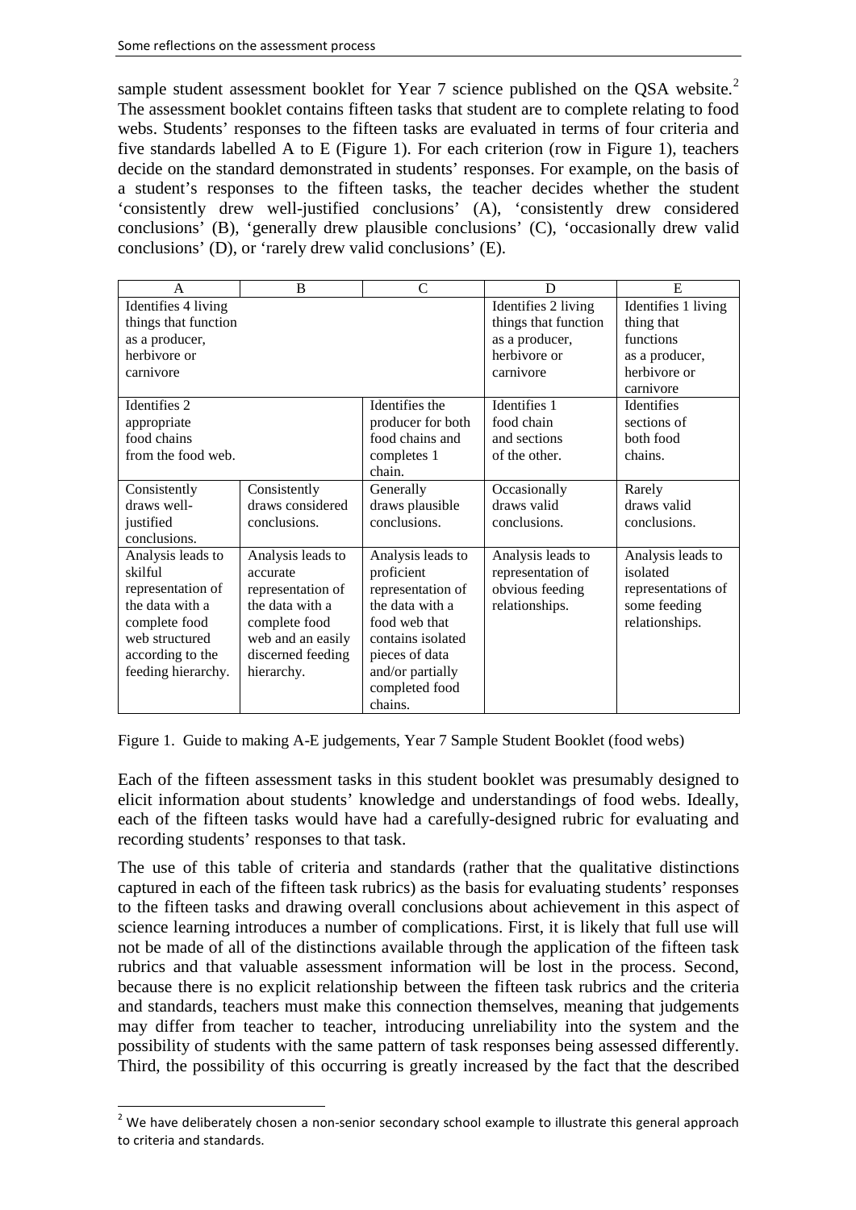sample student assessment booklet for Year 7 science published on the QSA website.[2] The assessment booklet contains fifteen tasks that student are to complete relating to food webs. Students' responses to the fifteen tasks are evaluated in terms of four criteria and five standards labelled A to E (Figure 1). For each criterion (row in Figure 1), teachers decide on the standard demonstrated in students' responses. For example, on the basis of a student's responses to the fifteen tasks, the teacher decides whether the student 'consistently drew well-justified conclusions' (A), 'consistently drew considered conclusions' (B), 'generally drew plausible conclusions' (C), 'occasionally drew valid conclusions' (D), or 'rarely drew valid conclusions' (E).

| A | B | C | D | E |
|---|---|---|---|---|
| Identifies 4 living things that function as a producer, herbivore or carnivore | | | Identifies 2 living things that function as a producer, herbivore or carnivore | Identifies 1 living thing that functions as a producer, herbivore or carnivore |
| Identifies 2 appropriate food chains from the food web. | | Identifies the producer for both food chains and completes 1 chain. | Identifies 1 food chain and sections of the other. | Identifies sections of both food chains. |
| Consistently draws well-justified conclusions. | Consistently draws considered conclusions. | Generally draws plausible conclusions. | Occasionally draws valid conclusions. | Rarely draws valid conclusions. |
| Analysis leads to skilful representation of the data with a complete food web structured according to the feeding hierarchy. | Analysis leads to accurate representation of the data with a complete food web and an easily discerned feeding hierarchy. | Analysis leads to proficient representation of the data with a food web that contains isolated pieces of data and/or partially completed food chains. | Analysis leads to representation of obvious feeding relationships. | Analysis leads to isolated representations of some feeding relationships. |

Figure 1. Guide to making A-E judgements, Year 7 Sample Student Booklet (food webs)

Each of the fifteen assessment tasks in this student booklet was presumably designed to elicit information about students' knowledge and understandings of food webs. Ideally, each of the fifteen tasks would have had a carefully-designed rubric for evaluating and recording students' responses to that task.

The use of this table of criteria and standards (rather that the qualitative distinctions captured in each of the fifteen task rubrics) as the basis for evaluating students' responses to the fifteen tasks and drawing overall conclusions about achievement in this aspect of science learning introduces a number of complications. First, it is likely that full use will not be made of all of the distinctions available through the application of the fifteen task rubrics and that valuable assessment information will be lost in the process. Second, because there is no explicit relationship between the fifteen task rubrics and the criteria and standards, teachers must make this connection themselves, meaning that judgements may differ from teacher to teacher, introducing unreliability into the system and the possibility of students with the same pattern of task responses being assessed differently. Third, the possibility of this occurring is greatly increased by the fact that the described

[2] We have deliberately chosen a non-senior secondary school example to illustrate this general approach to criteria and standards.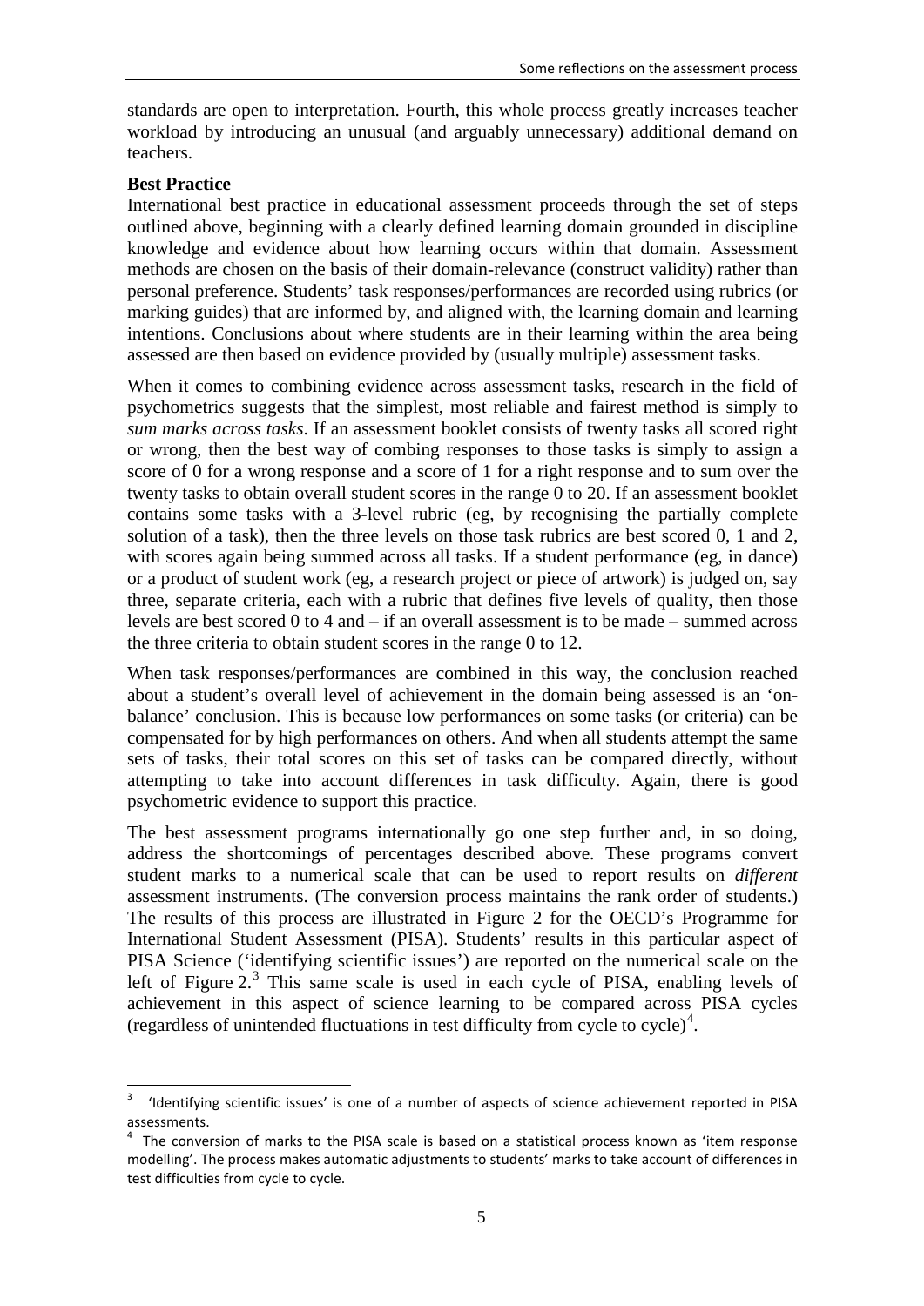standards are open to interpretation. Fourth, this whole process greatly increases teacher workload by introducing an unusual (and arguably unnecessary) additional demand on teachers.

**Best Practice**

International best practice in educational assessment proceeds through the set of steps outlined above, beginning with a clearly defined learning domain grounded in discipline knowledge and evidence about how learning occurs within that domain. Assessment methods are chosen on the basis of their domain-relevance (construct validity) rather than personal preference. Students' task responses/performances are recorded using rubrics (or marking guides) that are informed by, and aligned with, the learning domain and learning intentions. Conclusions about where students are in their learning within the area being assessed are then based on evidence provided by (usually multiple) assessment tasks.

When it comes to combining evidence across assessment tasks, research in the field of psychometrics suggests that the simplest, most reliable and fairest method is simply to *sum marks across tasks*. If an assessment booklet consists of twenty tasks all scored right or wrong, then the best way of combing responses to those tasks is simply to assign a score of 0 for a wrong response and a score of 1 for a right response and to sum over the twenty tasks to obtain overall student scores in the range 0 to 20. If an assessment booklet contains some tasks with a 3-level rubric (eg, by recognising the partially complete solution of a task), then the three levels on those task rubrics are best scored 0, 1 and 2, with scores again being summed across all tasks. If a student performance (eg, in dance) or a product of student work (eg, a research project or piece of artwork) is judged on, say three, separate criteria, each with a rubric that defines five levels of quality, then those levels are best scored 0 to 4 and – if an overall assessment is to be made – summed across the three criteria to obtain student scores in the range 0 to 12.

When task responses/performances are combined in this way, the conclusion reached about a student's overall level of achievement in the domain being assessed is an 'on-balance' conclusion. This is because low performances on some tasks (or criteria) can be compensated for by high performances on others. And when all students attempt the same sets of tasks, their total scores on this set of tasks can be compared directly, without attempting to take into account differences in task difficulty. Again, there is good psychometric evidence to support this practice.

The best assessment programs internationally go one step further and, in so doing, address the shortcomings of percentages described above. These programs convert student marks to a numerical scale that can be used to report results on *different* assessment instruments. (The conversion process maintains the rank order of students.) The results of this process are illustrated in Figure 2 for the OECD's Programme for International Student Assessment (PISA). Students' results in this particular aspect of PISA Science ('identifying scientific issues') are reported on the numerical scale on the left of Figure 2.[3] This same scale is used in each cycle of PISA, enabling levels of achievement in this aspect of science learning to be compared across PISA cycles (regardless of unintended fluctuations in test difficulty from cycle to cycle)[4].

[3] 'Identifying scientific issues' is one of a number of aspects of science achievement reported in PISA assessments.

[4] The conversion of marks to the PISA scale is based on a statistical process known as 'item response modelling'. The process makes automatic adjustments to students' marks to take account of differences in test difficulties from cycle to cycle.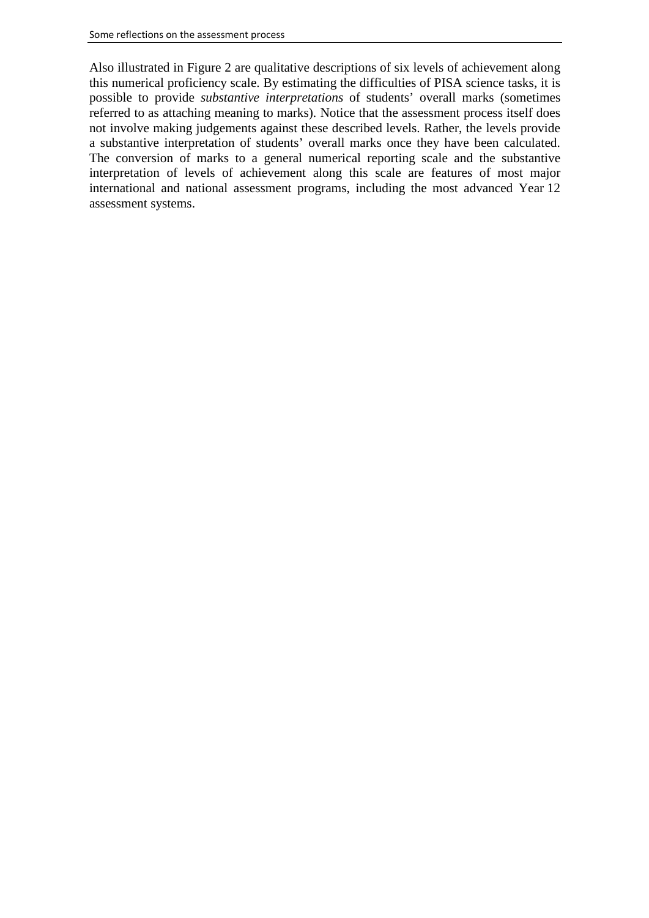Also illustrated in Figure 2 are qualitative descriptions of six levels of achievement along this numerical proficiency scale. By estimating the difficulties of PISA science tasks, it is possible to provide *substantive interpretations* of students' overall marks (sometimes referred to as attaching meaning to marks). Notice that the assessment process itself does not involve making judgements against these described levels. Rather, the levels provide a substantive interpretation of students' overall marks once they have been calculated. The conversion of marks to a general numerical reporting scale and the substantive interpretation of levels of achievement along this scale are features of most major international and national assessment programs, including the most advanced Year 12 assessment systems.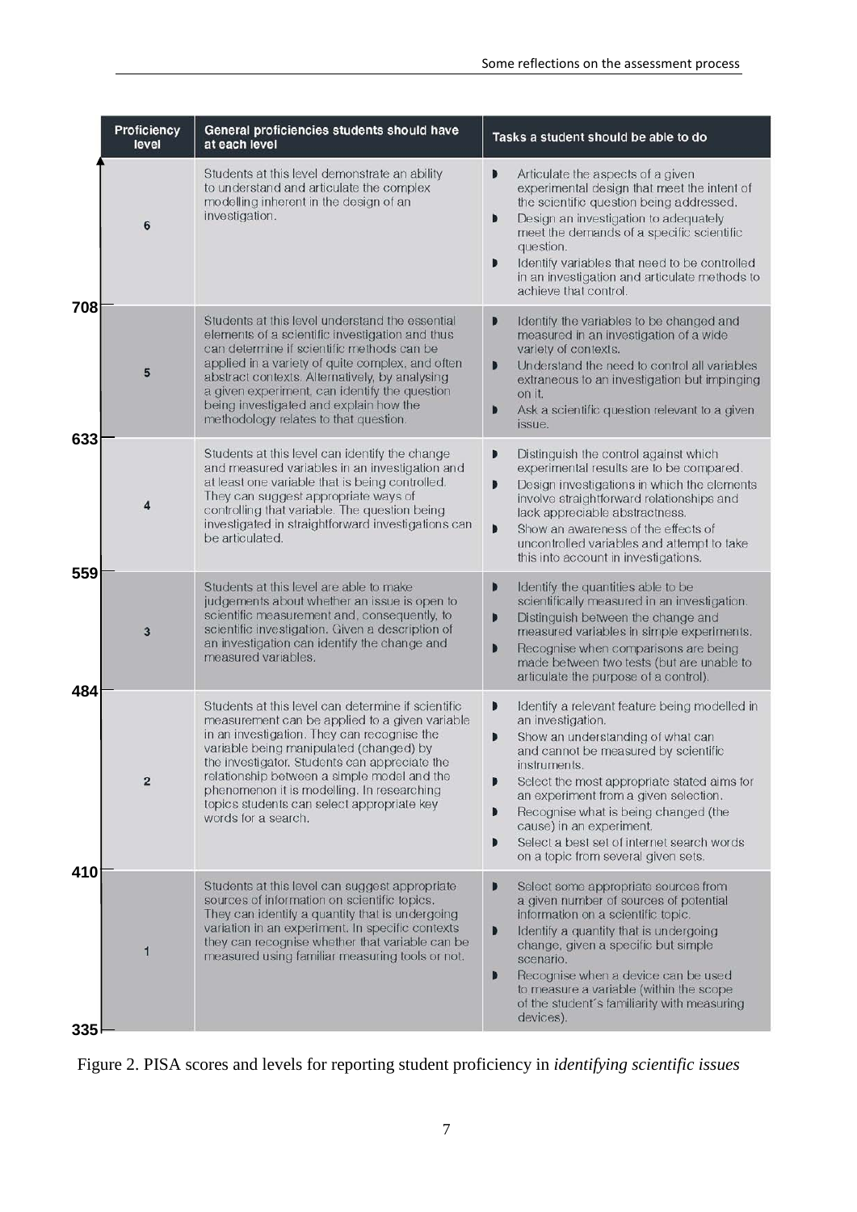| Proficiency level | General proficiencies students should have at each level | Tasks a student should be able to do |
|---|---|---|
| 6 | Students at this level demonstrate an ability to understand and articulate the complex modelling inherent in the design of an investigation. | • Articulate the aspects of a given experimental design that meet the intent of the scientific question being addressed. <br> • Design an investigation to adequately meet the demands of a specific scientific question. <br> • Identify variables that need to be controlled in an investigation and articulate methods to achieve that control. |
| 708 | | |
| 5 | Students at this level understand the essential elements of a scientific investigation and thus can determine if scientific methods can be applied in a variety of quite complex, and often abstract contexts. Alternatively, by analysing a given experiment, can identify the question being investigated and explain how the methodology relates to that question. | • Identify the variables to be changed and measured in an investigation of a wide variety of contexts. <br> • Understand the need to control all variables extraneous to an investigation but impinging on it. <br> • Ask a scientific question relevant to a given issue. |
| 633 | | |
| 4 | Students at this level can identify the change and measured variables in an investigation and at least one variable that is being controlled. They can suggest appropriate ways of controlling that variable. The question being investigated in straightforward investigations can be articulated. | • Distinguish the control against which experimental results are to be compared. <br> • Design investigations in which the elements involve straightforward relationships and lack appreciable abstractness. <br> • Show an awareness of the effects of uncontrolled variables and attempt to take this into account in investigations. |
| 559 | | |
| 3 | Students at this level are able to make judgements about whether an issue is open to scientific measurement and, consequently, to scientific investigation. Given a description of an investigation can identify the change and measured variables. | • Identify the quantities able to be scientifically measured in an investigation. <br> • Distinguish between the change and measured variables in simple experiments. <br> • Recognise when comparisons are being made between two tests (but are unable to articulate the purpose of a control). |
| 484 | | |
| 2 | Students at this level can determine if scientific measurement can be applied to a given variable in an investigation. They can recognise the variable being manipulated (changed) by the investigator. Students can appreciate the relationship between a simple model and the phenomenon it is modelling. In researching topics students can select appropriate key words for a search. | • Identify a relevant feature being modelled in an investigation. <br> • Show an understanding of what can and cannot be measured by scientific instruments. <br> • Select the most appropriate stated aims for an experiment from a given selection. <br> • Recognise what is being changed (the cause) in an experiment. <br> • Select a best set of internet search words on a topic from several given sets. |
| 410 | | |
| 1 | Students at this level can suggest appropriate sources of information on scientific topics. They can identify a quantity that is undergoing variation in an experiment. In specific contexts they can recognise whether that variable can be measured using familiar measuring tools or not. | • Select some appropriate sources from a given number of sources of potential information on a scientific topic. <br> • Identify a quantity that is undergoing change, given a specific but simple scenario. <br> • Recognise when a device can be used to measure a variable (within the scope of the student´s familiarity with measuring devices). |
| 335 | | |

Figure 2. PISA scores and levels for reporting student proficiency in *identifying scientific issues*